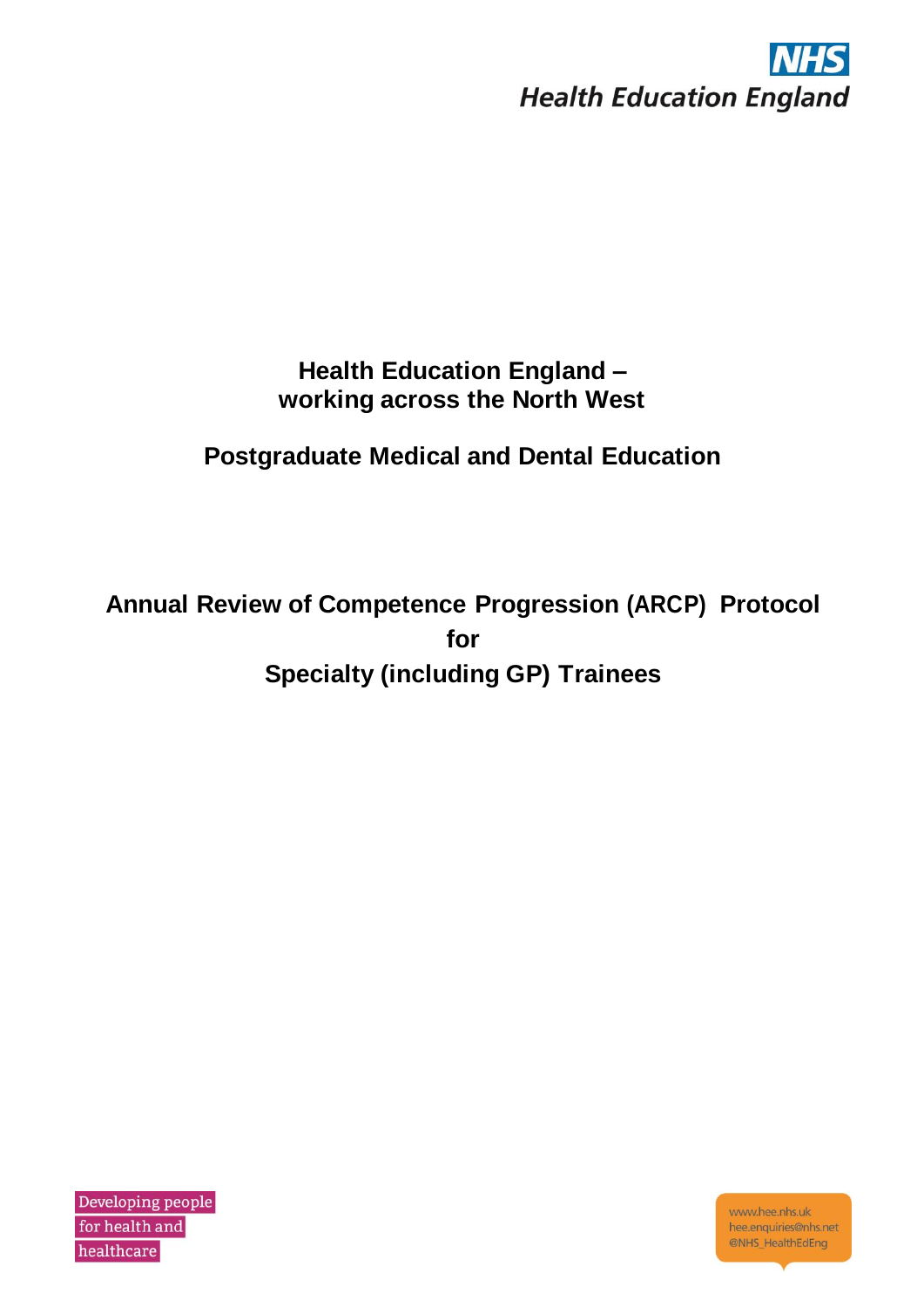NHS
Health Education England

# Health Education England – working across the North West

## Postgraduate Medical and Dental Education

## Annual Review of Competence Progression (ARCP) Protocol for Specialty (including GP) Trainees

Developing people for health and healthcare

www.hee.nhs.uk
hee.enquiries@nhs.net
@NHS_HealthEdEng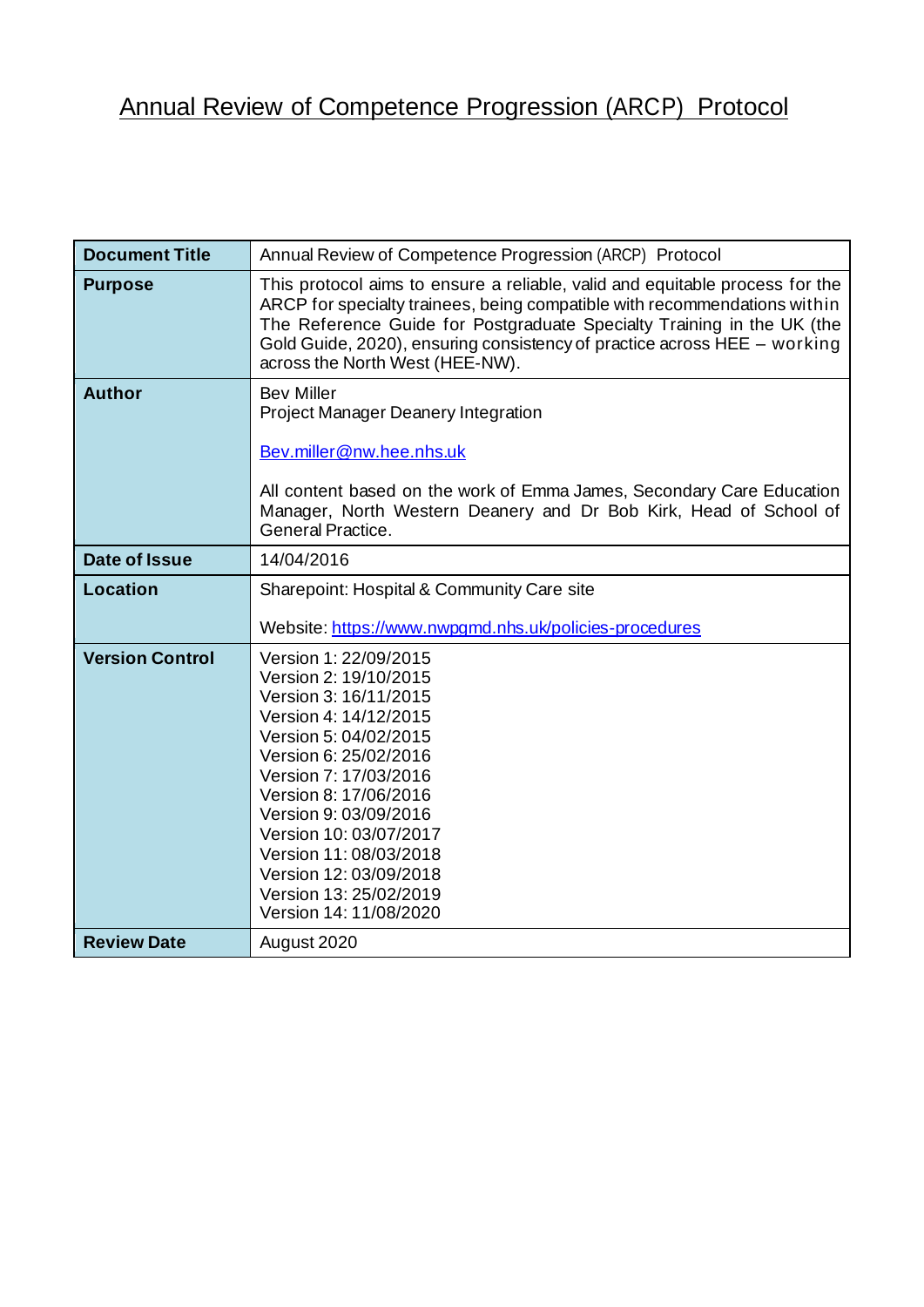# Annual Review of Competence Progression (ARCP) Protocol

| | |
|---|---|
| **Document Title** | Annual Review of Competence Progression (ARCP) Protocol |
| **Purpose** | This protocol aims to ensure a reliable, valid and equitable process for the ARCP for specialty trainees, being compatible with recommendations within The Reference Guide for Postgraduate Specialty Training in the UK (the Gold Guide, 2020), ensuring consistency of practice across HEE – working across the North West (HEE-NW). |
| **Author** | Bev Miller<br>Project Manager Deanery Integration<br><br>Bev.miller@nw.hee.nhs.uk<br><br>All content based on the work of Emma James, Secondary Care Education Manager, North Western Deanery and Dr Bob Kirk, Head of School of General Practice. |
| **Date of Issue** | 14/04/2016 |
| **Location** | Sharepoint: Hospital & Community Care site<br><br>Website: https://www.nwpgmd.nhs.uk/policies-procedures |
| **Version Control** | Version 1: 22/09/2015<br>Version 2: 19/10/2015<br>Version 3: 16/11/2015<br>Version 4: 14/12/2015<br>Version 5: 04/02/2015<br>Version 6: 25/02/2016<br>Version 7: 17/03/2016<br>Version 8: 17/06/2016<br>Version 9: 03/09/2016<br>Version 10: 03/07/2017<br>Version 11: 08/03/2018<br>Version 12: 03/09/2018<br>Version 13: 25/02/2019<br>Version 14: 11/08/2020 |
| **Review Date** | August 2020 |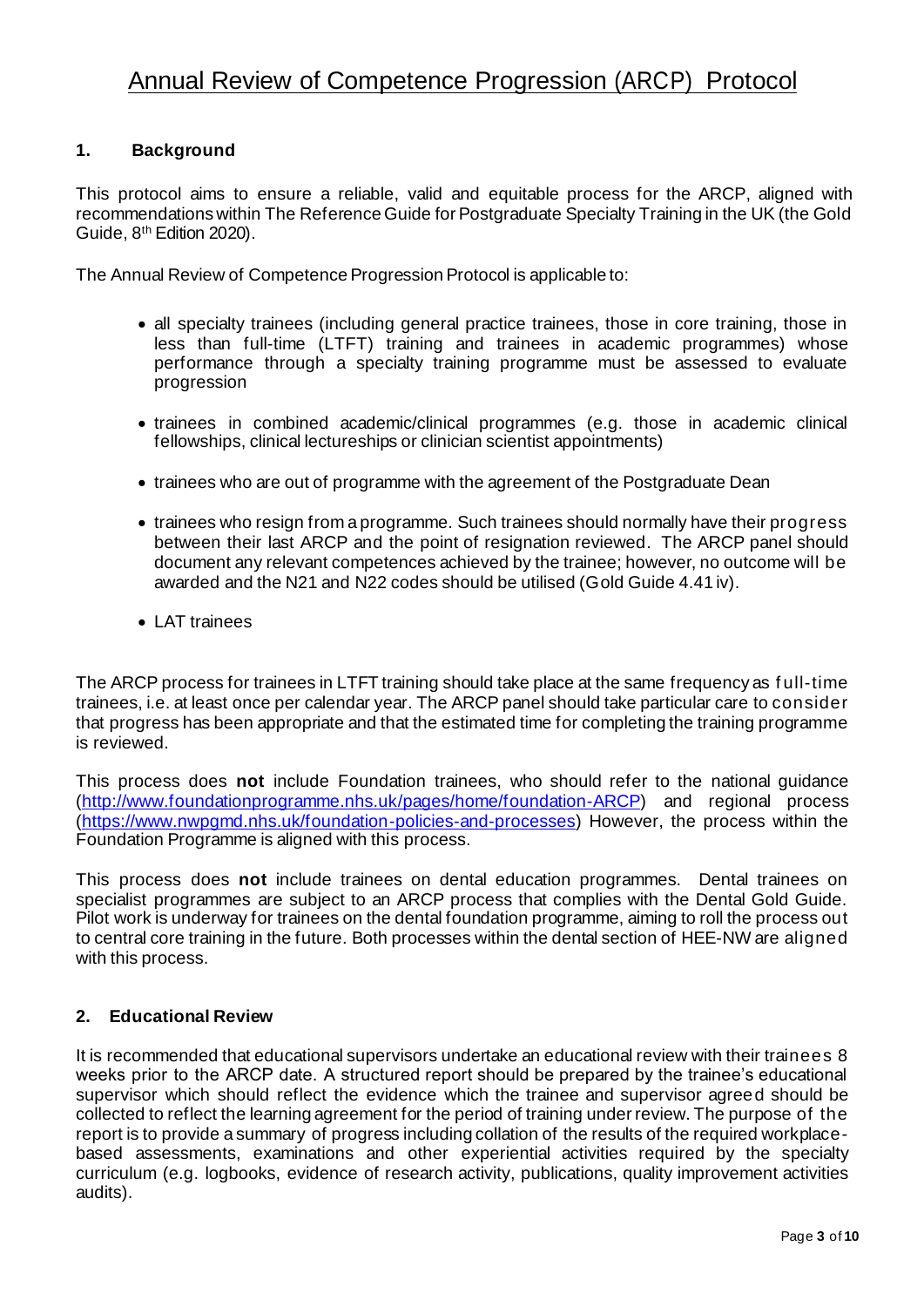# Annual Review of Competence Progression (ARCP) Protocol

## 1. Background

This protocol aims to ensure a reliable, valid and equitable process for the ARCP, aligned with recommendations within The Reference Guide for Postgraduate Specialty Training in the UK (the Gold Guide, 8th Edition 2020).

The Annual Review of Competence Progression Protocol is applicable to:

- all specialty trainees (including general practice trainees, those in core training, those in less than full-time (LTFT) training and trainees in academic programmes) whose performance through a specialty training programme must be assessed to evaluate progression
- trainees in combined academic/clinical programmes (e.g. those in academic clinical fellowships, clinical lectureships or clinician scientist appointments)
- trainees who are out of programme with the agreement of the Postgraduate Dean
- trainees who resign from a programme. Such trainees should normally have their progress between their last ARCP and the point of resignation reviewed. The ARCP panel should document any relevant competences achieved by the trainee; however, no outcome will be awarded and the N21 and N22 codes should be utilised (Gold Guide 4.41 iv).
- LAT trainees

The ARCP process for trainees in LTFT training should take place at the same frequency as full-time trainees, i.e. at least once per calendar year. The ARCP panel should take particular care to consider that progress has been appropriate and that the estimated time for completing the training programme is reviewed.

This process does **not** include Foundation trainees, who should refer to the national guidance (http://www.foundationprogramme.nhs.uk/pages/home/foundation-ARCP) and regional process (https://www.nwpgmd.nhs.uk/foundation-policies-and-processes) However, the process within the Foundation Programme is aligned with this process.

This process does **not** include trainees on dental education programmes. Dental trainees on specialist programmes are subject to an ARCP process that complies with the Dental Gold Guide. Pilot work is underway for trainees on the dental foundation programme, aiming to roll the process out to central core training in the future. Both processes within the dental section of HEE-NW are aligned with this process.

## 2. Educational Review

It is recommended that educational supervisors undertake an educational review with their trainees 8 weeks prior to the ARCP date. A structured report should be prepared by the trainee's educational supervisor which should reflect the evidence which the trainee and supervisor agreed should be collected to reflect the learning agreement for the period of training under review. The purpose of the report is to provide a summary of progress including collation of the results of the required workplace-based assessments, examinations and other experiential activities required by the specialty curriculum (e.g. logbooks, evidence of research activity, publications, quality improvement activities audits).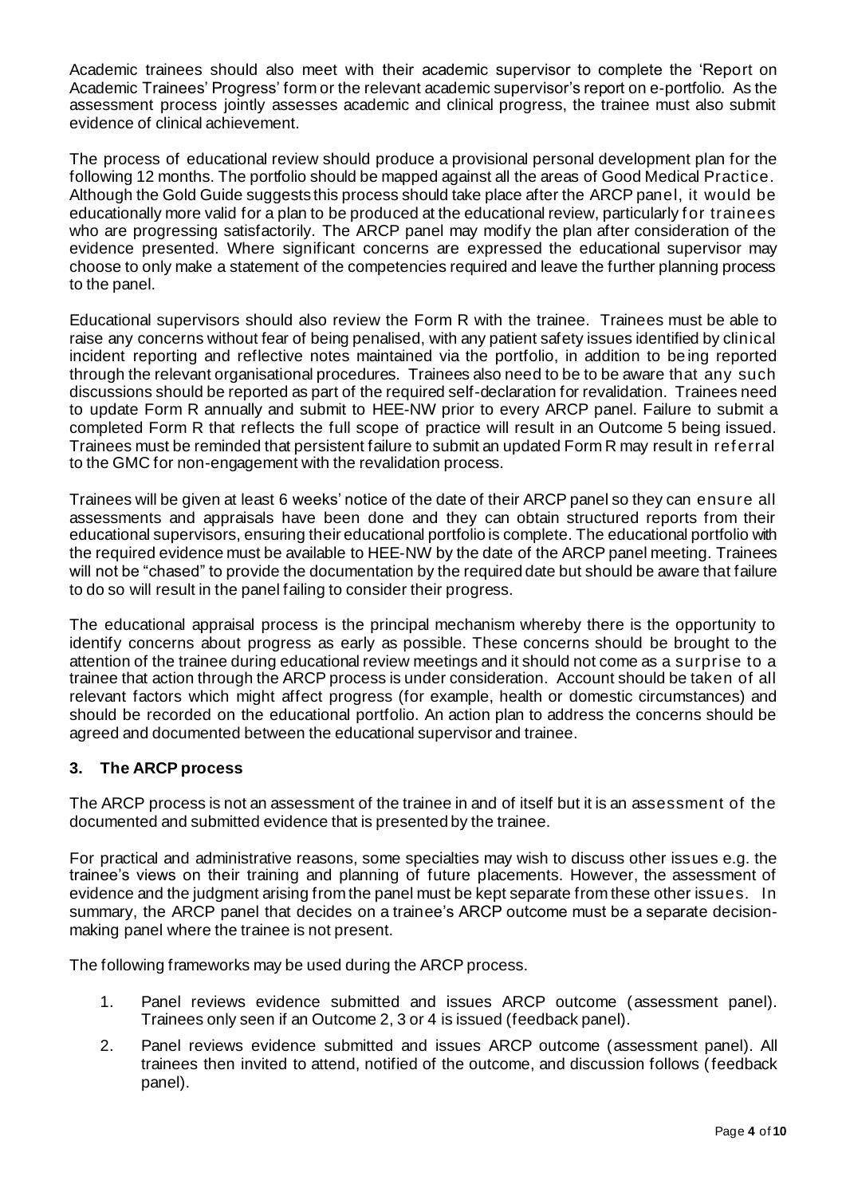Academic trainees should also meet with their academic supervisor to complete the 'Report on Academic Trainees' Progress' form or the relevant academic supervisor's report on e-portfolio. As the assessment process jointly assesses academic and clinical progress, the trainee must also submit evidence of clinical achievement.

The process of educational review should produce a provisional personal development plan for the following 12 months. The portfolio should be mapped against all the areas of Good Medical Practice. Although the Gold Guide suggests this process should take place after the ARCP panel, it would be educationally more valid for a plan to be produced at the educational review, particularly for trainees who are progressing satisfactorily. The ARCP panel may modify the plan after consideration of the evidence presented. Where significant concerns are expressed the educational supervisor may choose to only make a statement of the competencies required and leave the further planning process to the panel.

Educational supervisors should also review the Form R with the trainee. Trainees must be able to raise any concerns without fear of being penalised, with any patient safety issues identified by clinical incident reporting and reflective notes maintained via the portfolio, in addition to being reported through the relevant organisational procedures. Trainees also need to be to be aware that any such discussions should be reported as part of the required self-declaration for revalidation. Trainees need to update Form R annually and submit to HEE-NW prior to every ARCP panel. Failure to submit a completed Form R that reflects the full scope of practice will result in an Outcome 5 being issued. Trainees must be reminded that persistent failure to submit an updated Form R may result in referral to the GMC for non-engagement with the revalidation process.

Trainees will be given at least 6 weeks' notice of the date of their ARCP panel so they can ensure all assessments and appraisals have been done and they can obtain structured reports from their educational supervisors, ensuring their educational portfolio is complete. The educational portfolio with the required evidence must be available to HEE-NW by the date of the ARCP panel meeting. Trainees will not be "chased" to provide the documentation by the required date but should be aware that failure to do so will result in the panel failing to consider their progress.

The educational appraisal process is the principal mechanism whereby there is the opportunity to identify concerns about progress as early as possible. These concerns should be brought to the attention of the trainee during educational review meetings and it should not come as a surprise to a trainee that action through the ARCP process is under consideration. Account should be taken of all relevant factors which might affect progress (for example, health or domestic circumstances) and should be recorded on the educational portfolio. An action plan to address the concerns should be agreed and documented between the educational supervisor and trainee.

## 3. The ARCP process

The ARCP process is not an assessment of the trainee in and of itself but it is an assessment of the documented and submitted evidence that is presented by the trainee.

For practical and administrative reasons, some specialties may wish to discuss other issues e.g. the trainee's views on their training and planning of future placements. However, the assessment of evidence and the judgment arising from the panel must be kept separate from these other issues. In summary, the ARCP panel that decides on a trainee's ARCP outcome must be a separate decision-making panel where the trainee is not present.

The following frameworks may be used during the ARCP process.

1. Panel reviews evidence submitted and issues ARCP outcome (assessment panel). Trainees only seen if an Outcome 2, 3 or 4 is issued (feedback panel).
2. Panel reviews evidence submitted and issues ARCP outcome (assessment panel). All trainees then invited to attend, notified of the outcome, and discussion follows (feedback panel).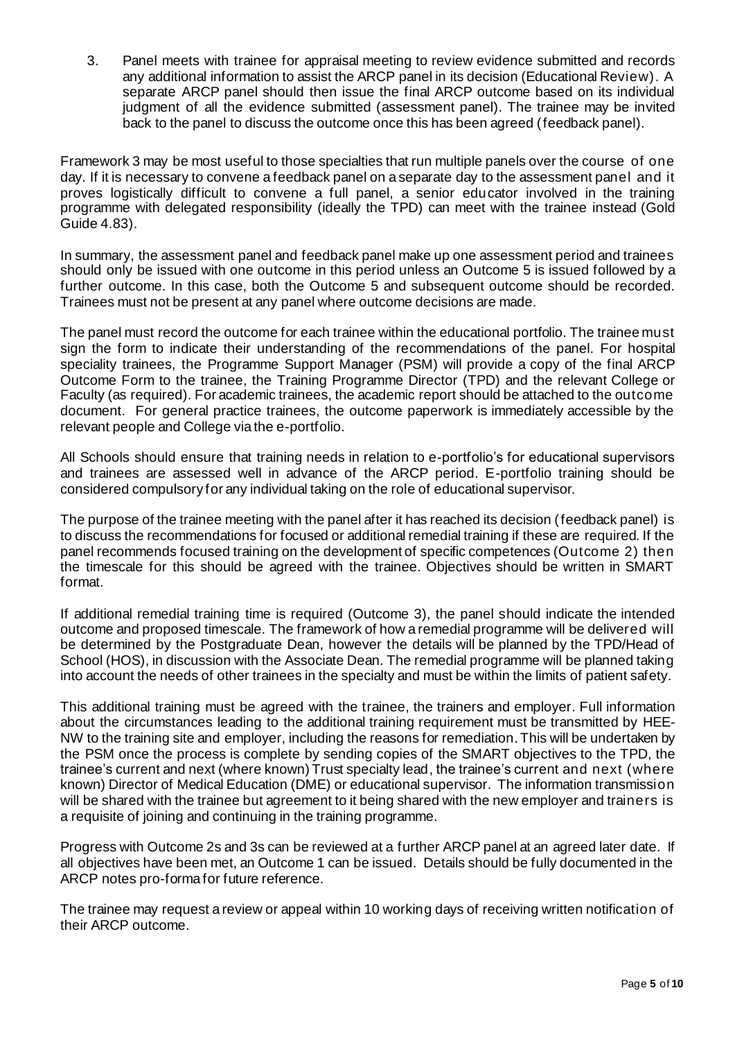3. Panel meets with trainee for appraisal meeting to review evidence submitted and records any additional information to assist the ARCP panel in its decision (Educational Review). A separate ARCP panel should then issue the final ARCP outcome based on its individual judgment of all the evidence submitted (assessment panel). The trainee may be invited back to the panel to discuss the outcome once this has been agreed (feedback panel).

Framework 3 may be most useful to those specialties that run multiple panels over the course of one day. If it is necessary to convene a feedback panel on a separate day to the assessment panel and it proves logistically difficult to convene a full panel, a senior educator involved in the training programme with delegated responsibility (ideally the TPD) can meet with the trainee instead (Gold Guide 4.83).

In summary, the assessment panel and feedback panel make up one assessment period and trainees should only be issued with one outcome in this period unless an Outcome 5 is issued followed by a further outcome. In this case, both the Outcome 5 and subsequent outcome should be recorded. Trainees must not be present at any panel where outcome decisions are made.

The panel must record the outcome for each trainee within the educational portfolio. The trainee must sign the form to indicate their understanding of the recommendations of the panel. For hospital speciality trainees, the Programme Support Manager (PSM) will provide a copy of the final ARCP Outcome Form to the trainee, the Training Programme Director (TPD) and the relevant College or Faculty (as required). For academic trainees, the academic report should be attached to the outcome document. For general practice trainees, the outcome paperwork is immediately accessible by the relevant people and College via the e-portfolio.

All Schools should ensure that training needs in relation to e-portfolio's for educational supervisors and trainees are assessed well in advance of the ARCP period. E-portfolio training should be considered compulsory for any individual taking on the role of educational supervisor.

The purpose of the trainee meeting with the panel after it has reached its decision (feedback panel) is to discuss the recommendations for focused or additional remedial training if these are required. If the panel recommends focused training on the development of specific competences (Outcome 2) then the timescale for this should be agreed with the trainee. Objectives should be written in SMART format.

If additional remedial training time is required (Outcome 3), the panel should indicate the intended outcome and proposed timescale. The framework of how a remedial programme will be delivered will be determined by the Postgraduate Dean, however the details will be planned by the TPD/Head of School (HOS), in discussion with the Associate Dean. The remedial programme will be planned taking into account the needs of other trainees in the specialty and must be within the limits of patient safety.

This additional training must be agreed with the trainee, the trainers and employer. Full information about the circumstances leading to the additional training requirement must be transmitted by HEE-NW to the training site and employer, including the reasons for remediation. This will be undertaken by the PSM once the process is complete by sending copies of the SMART objectives to the TPD, the trainee's current and next (where known) Trust specialty lead, the trainee's current and next (where known) Director of Medical Education (DME) or educational supervisor. The information transmission will be shared with the trainee but agreement to it being shared with the new employer and trainers is a requisite of joining and continuing in the training programme.

Progress with Outcome 2s and 3s can be reviewed at a further ARCP panel at an agreed later date. If all objectives have been met, an Outcome 1 can be issued. Details should be fully documented in the ARCP notes pro-forma for future reference.

The trainee may request a review or appeal within 10 working days of receiving written notification of their ARCP outcome.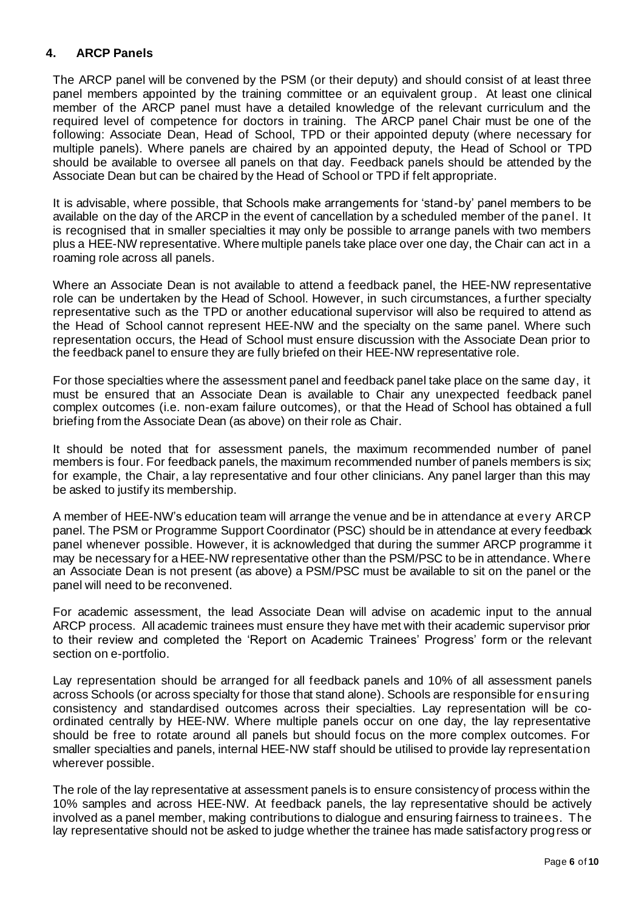## 4. ARCP Panels

The ARCP panel will be convened by the PSM (or their deputy) and should consist of at least three panel members appointed by the training committee or an equivalent group. At least one clinical member of the ARCP panel must have a detailed knowledge of the relevant curriculum and the required level of competence for doctors in training. The ARCP panel Chair must be one of the following: Associate Dean, Head of School, TPD or their appointed deputy (where necessary for multiple panels). Where panels are chaired by an appointed deputy, the Head of School or TPD should be available to oversee all panels on that day. Feedback panels should be attended by the Associate Dean but can be chaired by the Head of School or TPD if felt appropriate.

It is advisable, where possible, that Schools make arrangements for 'stand-by' panel members to be available on the day of the ARCP in the event of cancellation by a scheduled member of the panel. It is recognised that in smaller specialties it may only be possible to arrange panels with two members plus a HEE-NW representative. Where multiple panels take place over one day, the Chair can act in a roaming role across all panels.

Where an Associate Dean is not available to attend a feedback panel, the HEE-NW representative role can be undertaken by the Head of School. However, in such circumstances, a further specialty representative such as the TPD or another educational supervisor will also be required to attend as the Head of School cannot represent HEE-NW and the specialty on the same panel. Where such representation occurs, the Head of School must ensure discussion with the Associate Dean prior to the feedback panel to ensure they are fully briefed on their HEE-NW representative role.

For those specialties where the assessment panel and feedback panel take place on the same day, it must be ensured that an Associate Dean is available to Chair any unexpected feedback panel complex outcomes (i.e. non-exam failure outcomes), or that the Head of School has obtained a full briefing from the Associate Dean (as above) on their role as Chair.

It should be noted that for assessment panels, the maximum recommended number of panel members is four. For feedback panels, the maximum recommended number of panels members is six; for example, the Chair, a lay representative and four other clinicians. Any panel larger than this may be asked to justify its membership.

A member of HEE-NW's education team will arrange the venue and be in attendance at every ARCP panel. The PSM or Programme Support Coordinator (PSC) should be in attendance at every feedback panel whenever possible. However, it is acknowledged that during the summer ARCP programme it may be necessary for a HEE-NW representative other than the PSM/PSC to be in attendance. Where an Associate Dean is not present (as above) a PSM/PSC must be available to sit on the panel or the panel will need to be reconvened.

For academic assessment, the lead Associate Dean will advise on academic input to the annual ARCP process. All academic trainees must ensure they have met with their academic supervisor prior to their review and completed the 'Report on Academic Trainees' Progress' form or the relevant section on e-portfolio.

Lay representation should be arranged for all feedback panels and 10% of all assessment panels across Schools (or across specialty for those that stand alone). Schools are responsible for ensuring consistency and standardised outcomes across their specialties. Lay representation will be co-ordinated centrally by HEE-NW. Where multiple panels occur on one day, the lay representative should be free to rotate around all panels but should focus on the more complex outcomes. For smaller specialties and panels, internal HEE-NW staff should be utilised to provide lay representation wherever possible.

The role of the lay representative at assessment panels is to ensure consistency of process within the 10% samples and across HEE-NW. At feedback panels, the lay representative should be actively involved as a panel member, making contributions to dialogue and ensuring fairness to trainees. The lay representative should not be asked to judge whether the trainee has made satisfactory progress or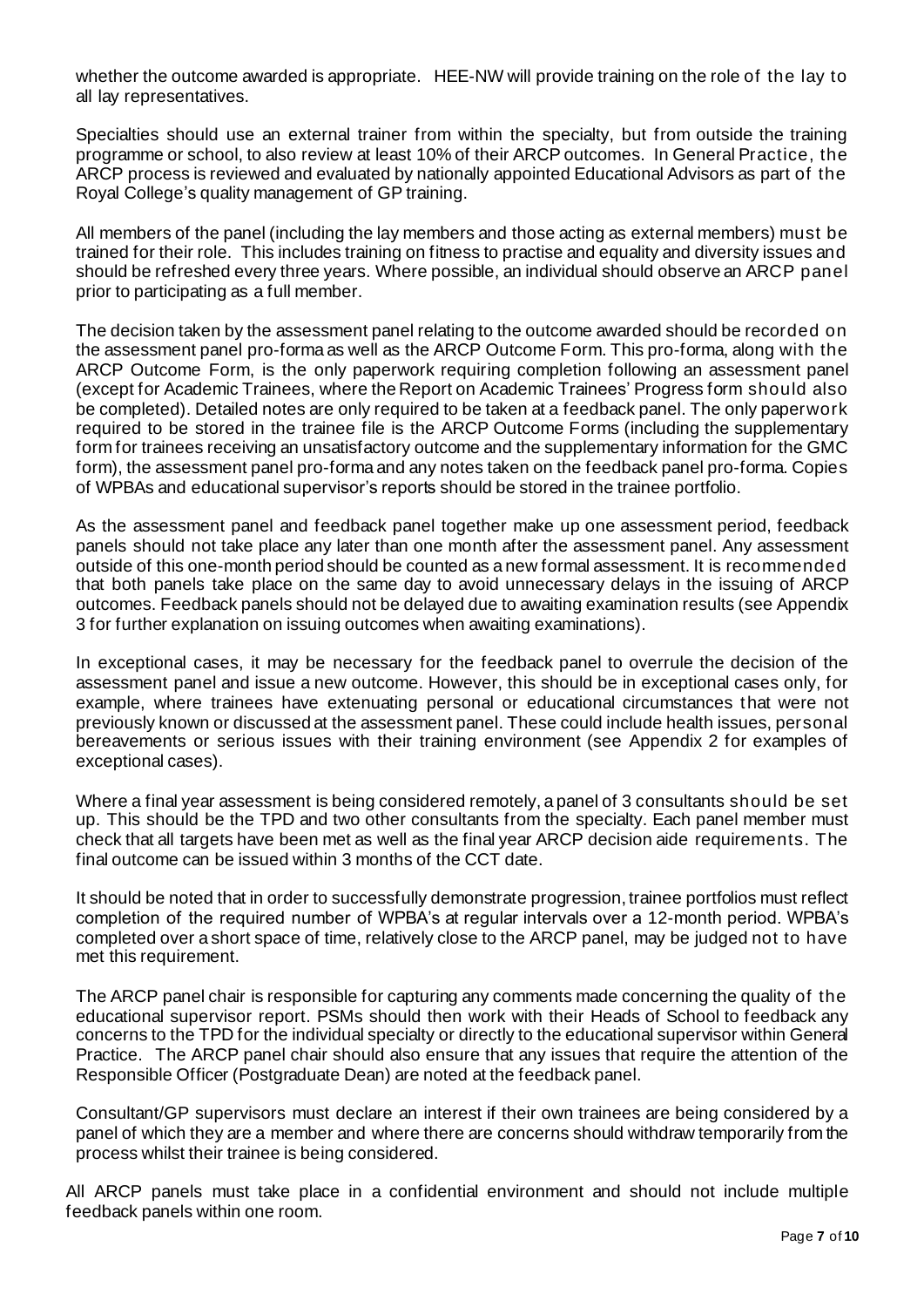whether the outcome awarded is appropriate. HEE-NW will provide training on the role of the lay to all lay representatives.

Specialties should use an external trainer from within the specialty, but from outside the training programme or school, to also review at least 10% of their ARCP outcomes. In General Practice, the ARCP process is reviewed and evaluated by nationally appointed Educational Advisors as part of the Royal College's quality management of GP training.

All members of the panel (including the lay members and those acting as external members) must be trained for their role. This includes training on fitness to practise and equality and diversity issues and should be refreshed every three years. Where possible, an individual should observe an ARCP panel prior to participating as a full member.

The decision taken by the assessment panel relating to the outcome awarded should be recorded on the assessment panel pro-forma as well as the ARCP Outcome Form. This pro-forma, along with the ARCP Outcome Form, is the only paperwork requiring completion following an assessment panel (except for Academic Trainees, where the Report on Academic Trainees' Progress form should also be completed). Detailed notes are only required to be taken at a feedback panel. The only paperwork required to be stored in the trainee file is the ARCP Outcome Forms (including the supplementary form for trainees receiving an unsatisfactory outcome and the supplementary information for the GMC form), the assessment panel pro-forma and any notes taken on the feedback panel pro-forma. Copies of WPBAs and educational supervisor's reports should be stored in the trainee portfolio.

As the assessment panel and feedback panel together make up one assessment period, feedback panels should not take place any later than one month after the assessment panel. Any assessment outside of this one-month period should be counted as a new formal assessment. It is recommended that both panels take place on the same day to avoid unnecessary delays in the issuing of ARCP outcomes. Feedback panels should not be delayed due to awaiting examination results (see Appendix 3 for further explanation on issuing outcomes when awaiting examinations).

In exceptional cases, it may be necessary for the feedback panel to overrule the decision of the assessment panel and issue a new outcome. However, this should be in exceptional cases only, for example, where trainees have extenuating personal or educational circumstances that were not previously known or discussed at the assessment panel. These could include health issues, personal bereavements or serious issues with their training environment (see Appendix 2 for examples of exceptional cases).

Where a final year assessment is being considered remotely, a panel of 3 consultants should be set up. This should be the TPD and two other consultants from the specialty. Each panel member must check that all targets have been met as well as the final year ARCP decision aide requirements. The final outcome can be issued within 3 months of the CCT date.

It should be noted that in order to successfully demonstrate progression, trainee portfolios must reflect completion of the required number of WPBA's at regular intervals over a 12-month period. WPBA's completed over a short space of time, relatively close to the ARCP panel, may be judged not to have met this requirement.

The ARCP panel chair is responsible for capturing any comments made concerning the quality of the educational supervisor report. PSMs should then work with their Heads of School to feedback any concerns to the TPD for the individual specialty or directly to the educational supervisor within General Practice. The ARCP panel chair should also ensure that any issues that require the attention of the Responsible Officer (Postgraduate Dean) are noted at the feedback panel.

Consultant/GP supervisors must declare an interest if their own trainees are being considered by a panel of which they are a member and where there are concerns should withdraw temporarily from the process whilst their trainee is being considered.

All ARCP panels must take place in a confidential environment and should not include multiple feedback panels within one room.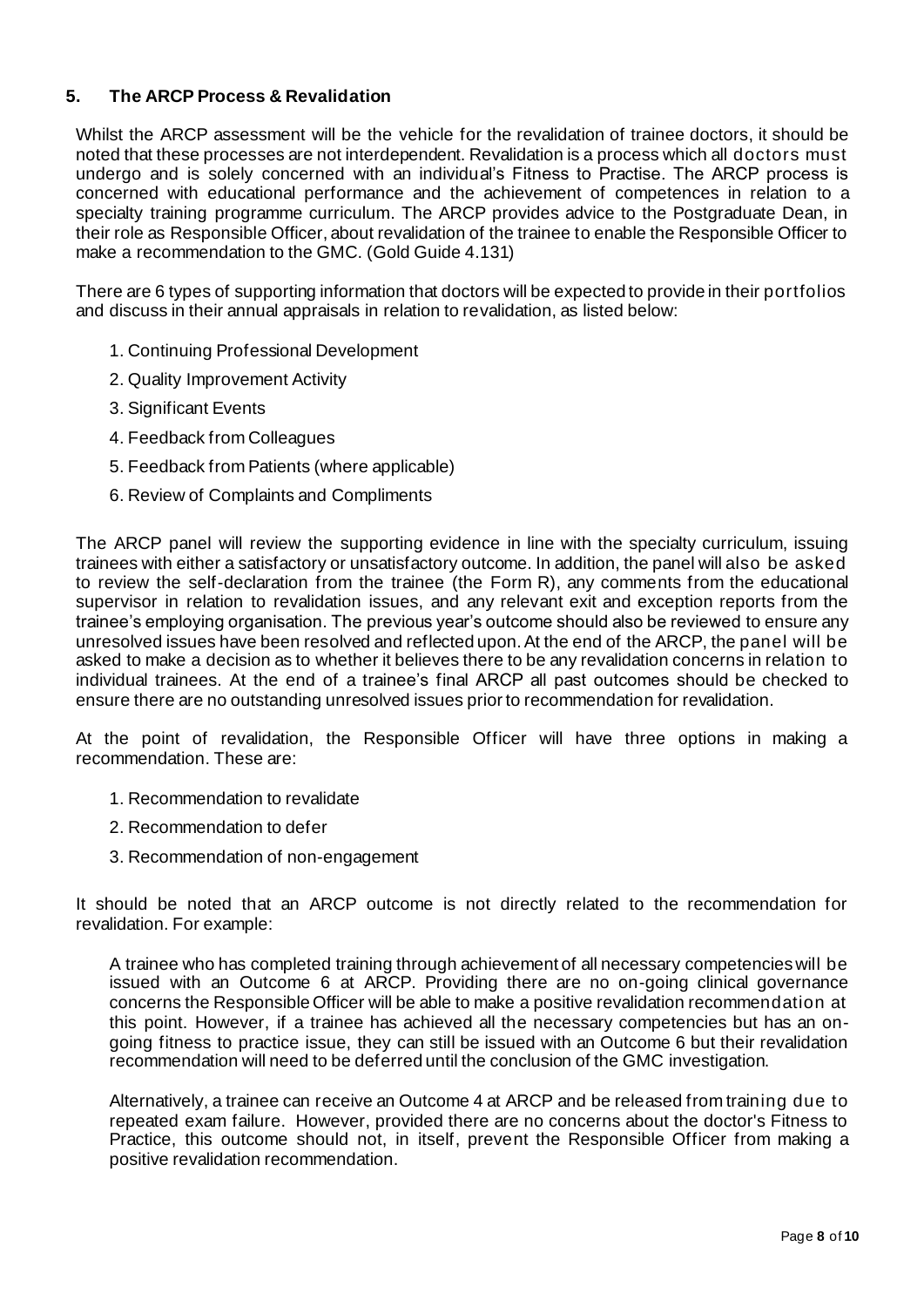## 5. The ARCP Process & Revalidation

Whilst the ARCP assessment will be the vehicle for the revalidation of trainee doctors, it should be noted that these processes are not interdependent. Revalidation is a process which all doctors must undergo and is solely concerned with an individual's Fitness to Practise. The ARCP process is concerned with educational performance and the achievement of competences in relation to a specialty training programme curriculum. The ARCP provides advice to the Postgraduate Dean, in their role as Responsible Officer, about revalidation of the trainee to enable the Responsible Officer to make a recommendation to the GMC. (Gold Guide 4.131)

There are 6 types of supporting information that doctors will be expected to provide in their portfolios and discuss in their annual appraisals in relation to revalidation, as listed below:

1. Continuing Professional Development
2. Quality Improvement Activity
3. Significant Events
4. Feedback from Colleagues
5. Feedback from Patients (where applicable)
6. Review of Complaints and Compliments

The ARCP panel will review the supporting evidence in line with the specialty curriculum, issuing trainees with either a satisfactory or unsatisfactory outcome. In addition, the panel will also be asked to review the self-declaration from the trainee (the Form R), any comments from the educational supervisor in relation to revalidation issues, and any relevant exit and exception reports from the trainee's employing organisation. The previous year's outcome should also be reviewed to ensure any unresolved issues have been resolved and reflected upon. At the end of the ARCP, the panel will be asked to make a decision as to whether it believes there to be any revalidation concerns in relation to individual trainees. At the end of a trainee's final ARCP all past outcomes should be checked to ensure there are no outstanding unresolved issues prior to recommendation for revalidation.

At the point of revalidation, the Responsible Officer will have three options in making a recommendation. These are:

1. Recommendation to revalidate
2. Recommendation to defer
3. Recommendation of non-engagement

It should be noted that an ARCP outcome is not directly related to the recommendation for revalidation. For example:

A trainee who has completed training through achievement of all necessary competencies will be issued with an Outcome 6 at ARCP. Providing there are no on-going clinical governance concerns the Responsible Officer will be able to make a positive revalidation recommendation at this point. However, if a trainee has achieved all the necessary competencies but has an on-going fitness to practice issue, they can still be issued with an Outcome 6 but their revalidation recommendation will need to be deferred until the conclusion of the GMC investigation.

Alternatively, a trainee can receive an Outcome 4 at ARCP and be released from training due to repeated exam failure. However, provided there are no concerns about the doctor's Fitness to Practice, this outcome should not, in itself, prevent the Responsible Officer from making a positive revalidation recommendation.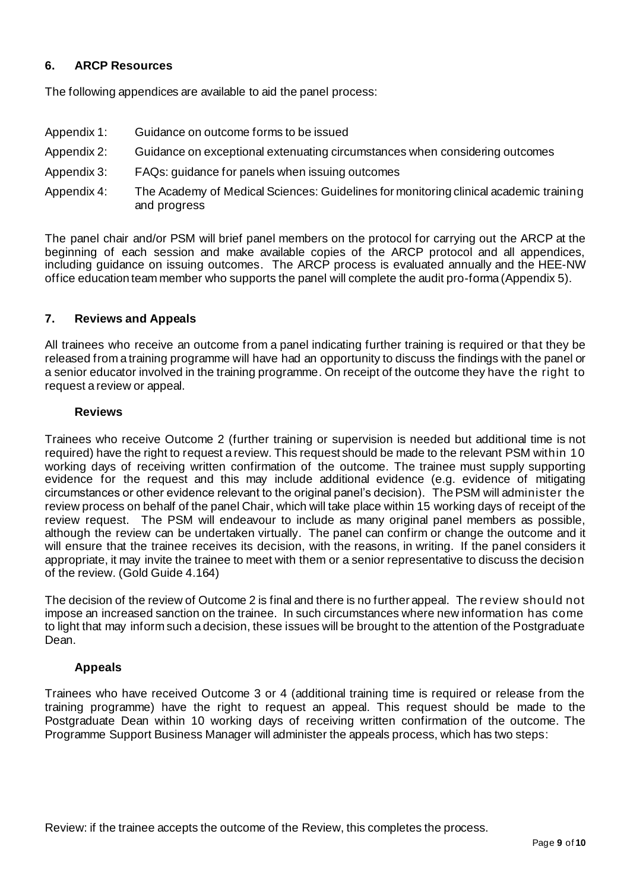## 6. ARCP Resources

The following appendices are available to aid the panel process:

- Appendix 1: Guidance on outcome forms to be issued
- Appendix 2: Guidance on exceptional extenuating circumstances when considering outcomes
- Appendix 3: FAQs: guidance for panels when issuing outcomes
- Appendix 4: The Academy of Medical Sciences: Guidelines for monitoring clinical academic training and progress

The panel chair and/or PSM will brief panel members on the protocol for carrying out the ARCP at the beginning of each session and make available copies of the ARCP protocol and all appendices, including guidance on issuing outcomes. The ARCP process is evaluated annually and the HEE-NW office education team member who supports the panel will complete the audit pro-forma (Appendix 5).

## 7. Reviews and Appeals

All trainees who receive an outcome from a panel indicating further training is required or that they be released from a training programme will have had an opportunity to discuss the findings with the panel or a senior educator involved in the training programme. On receipt of the outcome they have the right to request a review or appeal.

### Reviews

Trainees who receive Outcome 2 (further training or supervision is needed but additional time is not required) have the right to request a review. This request should be made to the relevant PSM within 10 working days of receiving written confirmation of the outcome. The trainee must supply supporting evidence for the request and this may include additional evidence (e.g. evidence of mitigating circumstances or other evidence relevant to the original panel's decision). The PSM will administer the review process on behalf of the panel Chair, which will take place within 15 working days of receipt of the review request. The PSM will endeavour to include as many original panel members as possible, although the review can be undertaken virtually. The panel can confirm or change the outcome and it will ensure that the trainee receives its decision, with the reasons, in writing. If the panel considers it appropriate, it may invite the trainee to meet with them or a senior representative to discuss the decision of the review. (Gold Guide 4.164)

The decision of the review of Outcome 2 is final and there is no further appeal. The review should not impose an increased sanction on the trainee. In such circumstances where new information has come to light that may inform such a decision, these issues will be brought to the attention of the Postgraduate Dean.

### Appeals

Trainees who have received Outcome 3 or 4 (additional training time is required or release from the training programme) have the right to request an appeal. This request should be made to the Postgraduate Dean within 10 working days of receiving written confirmation of the outcome. The Programme Support Business Manager will administer the appeals process, which has two steps:

Review: if the trainee accepts the outcome of the Review, this completes the process.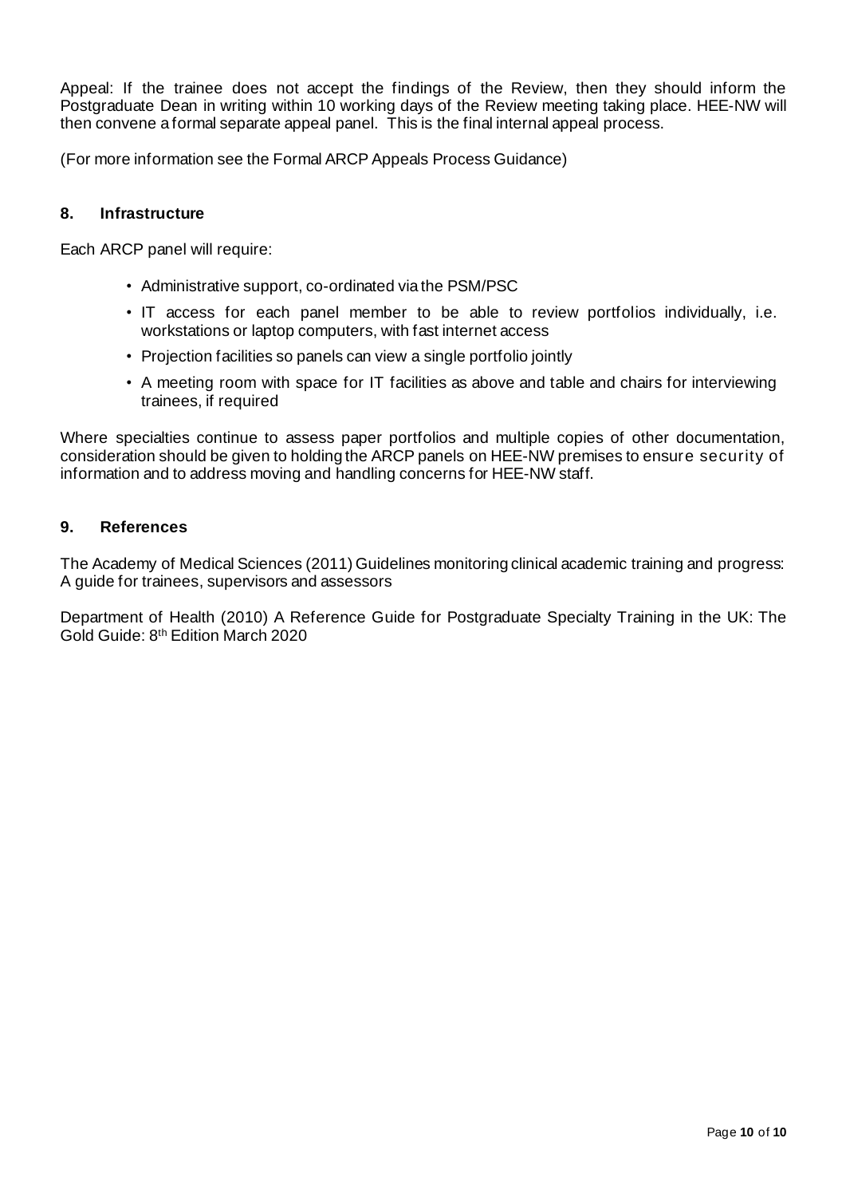Appeal: If the trainee does not accept the findings of the Review, then they should inform the Postgraduate Dean in writing within 10 working days of the Review meeting taking place. HEE-NW will then convene a formal separate appeal panel. This is the final internal appeal process.

(For more information see the Formal ARCP Appeals Process Guidance)

## 8. Infrastructure

Each ARCP panel will require:

- Administrative support, co-ordinated via the PSM/PSC
- IT access for each panel member to be able to review portfolios individually, i.e. workstations or laptop computers, with fast internet access
- Projection facilities so panels can view a single portfolio jointly
- A meeting room with space for IT facilities as above and table and chairs for interviewing trainees, if required

Where specialties continue to assess paper portfolios and multiple copies of other documentation, consideration should be given to holding the ARCP panels on HEE-NW premises to ensure security of information and to address moving and handling concerns for HEE-NW staff.

## 9. References

The Academy of Medical Sciences (2011) Guidelines monitoring clinical academic training and progress: A guide for trainees, supervisors and assessors

Department of Health (2010) A Reference Guide for Postgraduate Specialty Training in the UK: The Gold Guide: 8th Edition March 2020